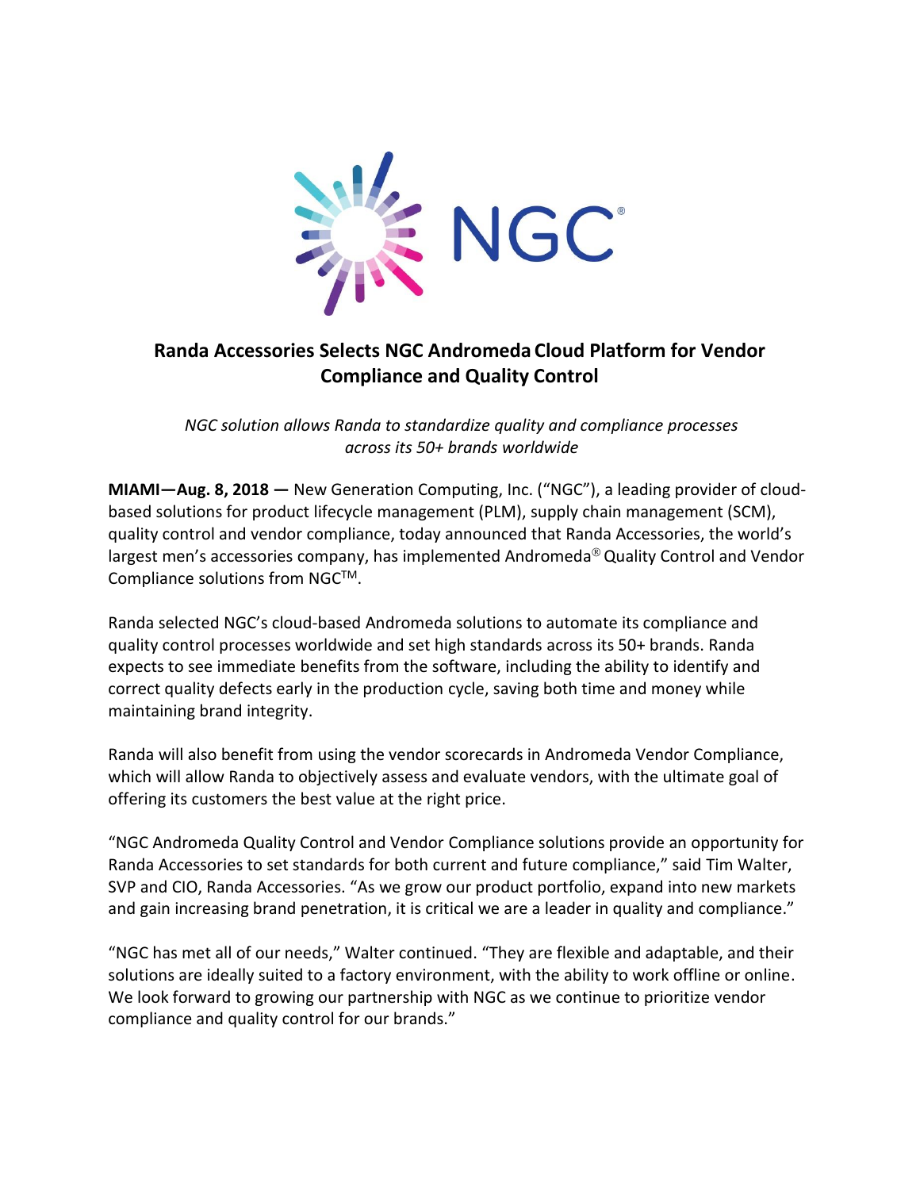# Randa Accessories Selects NGC Andromeda Cloud Platform for Vendor Compliance and Quality Control

*NGC solution allows Randa to standardize quality and compliance processes across its 50+ brands worldwide*

**MIAMI—Aug. 8, 2018 —** New Generation Computing, Inc. ("NGC"), a leading provider of cloud-based solutions for product lifecycle management (PLM), supply chain management (SCM), quality control and vendor compliance, today announced that Randa Accessories, the world's largest men's accessories company, has implemented Andromeda® Quality Control and Vendor Compliance solutions from NGC™.

Randa selected NGC's cloud-based Andromeda solutions to automate its compliance and quality control processes worldwide and set high standards across its 50+ brands. Randa expects to see immediate benefits from the software, including the ability to identify and correct quality defects early in the production cycle, saving both time and money while maintaining brand integrity.

Randa will also benefit from using the vendor scorecards in Andromeda Vendor Compliance, which will allow Randa to objectively assess and evaluate vendors, with the ultimate goal of offering its customers the best value at the right price.

"NGC Andromeda Quality Control and Vendor Compliance solutions provide an opportunity for Randa Accessories to set standards for both current and future compliance," said Tim Walter, SVP and CIO, Randa Accessories. "As we grow our product portfolio, expand into new markets and gain increasing brand penetration, it is critical we are a leader in quality and compliance."

"NGC has met all of our needs," Walter continued. "They are flexible and adaptable, and their solutions are ideally suited to a factory environment, with the ability to work offline or online. We look forward to growing our partnership with NGC as we continue to prioritize vendor compliance and quality control for our brands."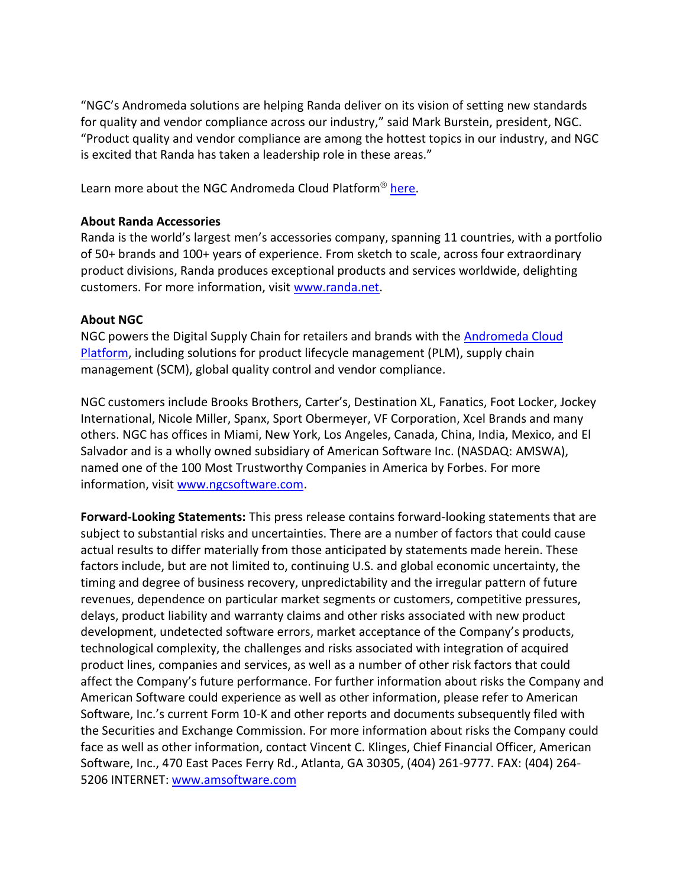"NGC's Andromeda solutions are helping Randa deliver on its vision of setting new standards for quality and vendor compliance across our industry," said Mark Burstein, president, NGC. "Product quality and vendor compliance are among the hottest topics in our industry, and NGC is excited that Randa has taken a leadership role in these areas."

Learn more about the NGC Andromeda Cloud Platform® here.

**About Randa Accessories**

Randa is the world's largest men's accessories company, spanning 11 countries, with a portfolio of 50+ brands and 100+ years of experience. From sketch to scale, across four extraordinary product divisions, Randa produces exceptional products and services worldwide, delighting customers. For more information, visit www.randa.net.

**About NGC**

NGC powers the Digital Supply Chain for retailers and brands with the Andromeda Cloud Platform, including solutions for product lifecycle management (PLM), supply chain management (SCM), global quality control and vendor compliance.

NGC customers include Brooks Brothers, Carter's, Destination XL, Fanatics, Foot Locker, Jockey International, Nicole Miller, Spanx, Sport Obermeyer, VF Corporation, Xcel Brands and many others. NGC has offices in Miami, New York, Los Angeles, Canada, China, India, Mexico, and El Salvador and is a wholly owned subsidiary of American Software Inc. (NASDAQ: AMSWA), named one of the 100 Most Trustworthy Companies in America by Forbes. For more information, visit www.ngcsoftware.com.

**Forward-Looking Statements:** This press release contains forward-looking statements that are subject to substantial risks and uncertainties. There are a number of factors that could cause actual results to differ materially from those anticipated by statements made herein. These factors include, but are not limited to, continuing U.S. and global economic uncertainty, the timing and degree of business recovery, unpredictability and the irregular pattern of future revenues, dependence on particular market segments or customers, competitive pressures, delays, product liability and warranty claims and other risks associated with new product development, undetected software errors, market acceptance of the Company's products, technological complexity, the challenges and risks associated with integration of acquired product lines, companies and services, as well as a number of other risk factors that could affect the Company's future performance. For further information about risks the Company and American Software could experience as well as other information, please refer to American Software, Inc.'s current Form 10-K and other reports and documents subsequently filed with the Securities and Exchange Commission. For more information about risks the Company could face as well as other information, contact Vincent C. Klinges, Chief Financial Officer, American Software, Inc., 470 East Paces Ferry Rd., Atlanta, GA 30305, (404) 261-9777. FAX: (404) 264-5206 INTERNET: www.amsoftware.com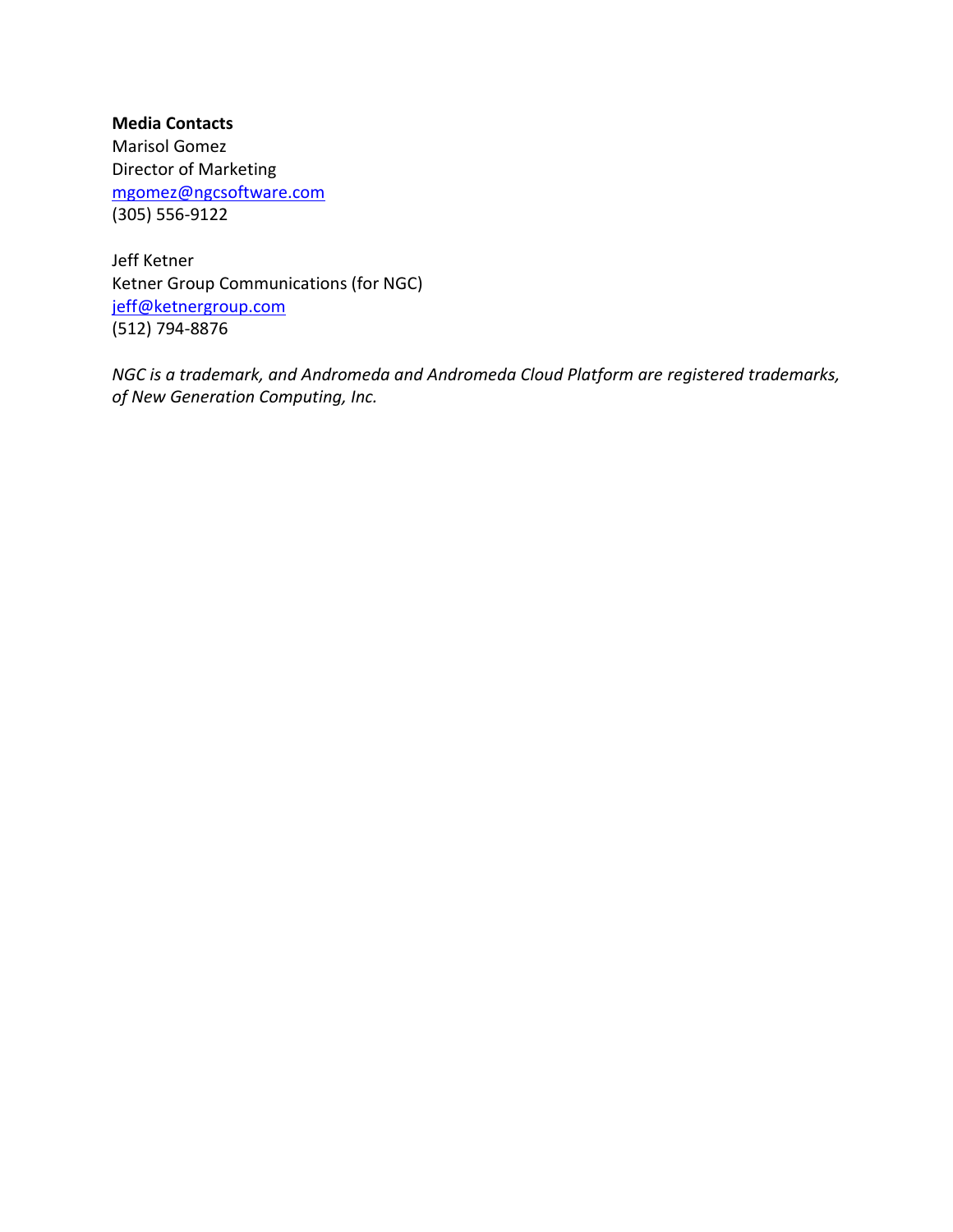**Media Contacts**
Marisol Gomez
Director of Marketing
mgomez@ngcsoftware.com
(305) 556-9122

Jeff Ketner
Ketner Group Communications (for NGC)
jeff@ketnergroup.com
(512) 794-8876

*NGC is a trademark, and Andromeda and Andromeda Cloud Platform are registered trademarks, of New Generation Computing, Inc.*